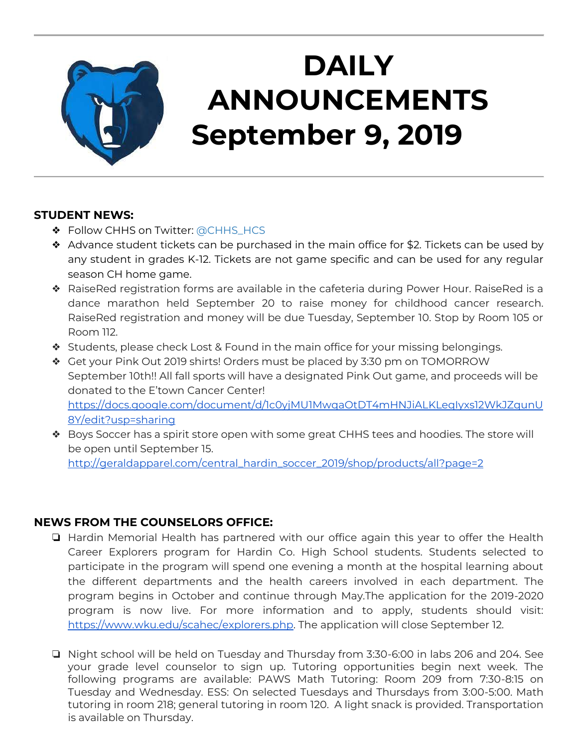# DAILY ANNOUNCEMENTS September 9, 2019

**STUDENT NEWS:**

- Follow CHHS on Twitter: @CHHS_HCS
- Advance student tickets can be purchased in the main office for $2. Tickets can be used by any student in grades K-12. Tickets are not game specific and can be used for any regular season CH home game.
- RaiseRed registration forms are available in the cafeteria during Power Hour. RaiseRed is a dance marathon held September 20 to raise money for childhood cancer research. RaiseRed registration and money will be due Tuesday, September 10. Stop by Room 105 or Room 112.
- Students, please check Lost & Found in the main office for your missing belongings.
- Get your Pink Out 2019 shirts! Orders must be placed by 3:30 pm on TOMORROW September 10th!! All fall sports will have a designated Pink Out game, and proceeds will be donated to the E'town Cancer Center! https://docs.google.com/document/d/1c0yjMU1MwqaOtDT4mHNJiALKLeqIyxs12WkJZqunU8Y/edit?usp=sharing
- Boys Soccer has a spirit store open with some great CHHS tees and hoodies. The store will be open until September 15. http://geraldapparel.com/central_hardin_soccer_2019/shop/products/all?page=2

**NEWS FROM THE COUNSELORS OFFICE:**

- Hardin Memorial Health has partnered with our office again this year to offer the Health Career Explorers program for Hardin Co. High School students. Students selected to participate in the program will spend one evening a month at the hospital learning about the different departments and the health careers involved in each department. The program begins in October and continue through May.The application for the 2019-2020 program is now live. For more information and to apply, students should visit: https://www.wku.edu/scahec/explorers.php. The application will close September 12.

- Night school will be held on Tuesday and Thursday from 3:30-6:00 in labs 206 and 204. See your grade level counselor to sign up. Tutoring opportunities begin next week. The following programs are available: PAWS Math Tutoring: Room 209 from 7:30-8:15 on Tuesday and Wednesday. ESS: On selected Tuesdays and Thursdays from 3:00-5:00. Math tutoring in room 218; general tutoring in room 120. A light snack is provided. Transportation is available on Thursday.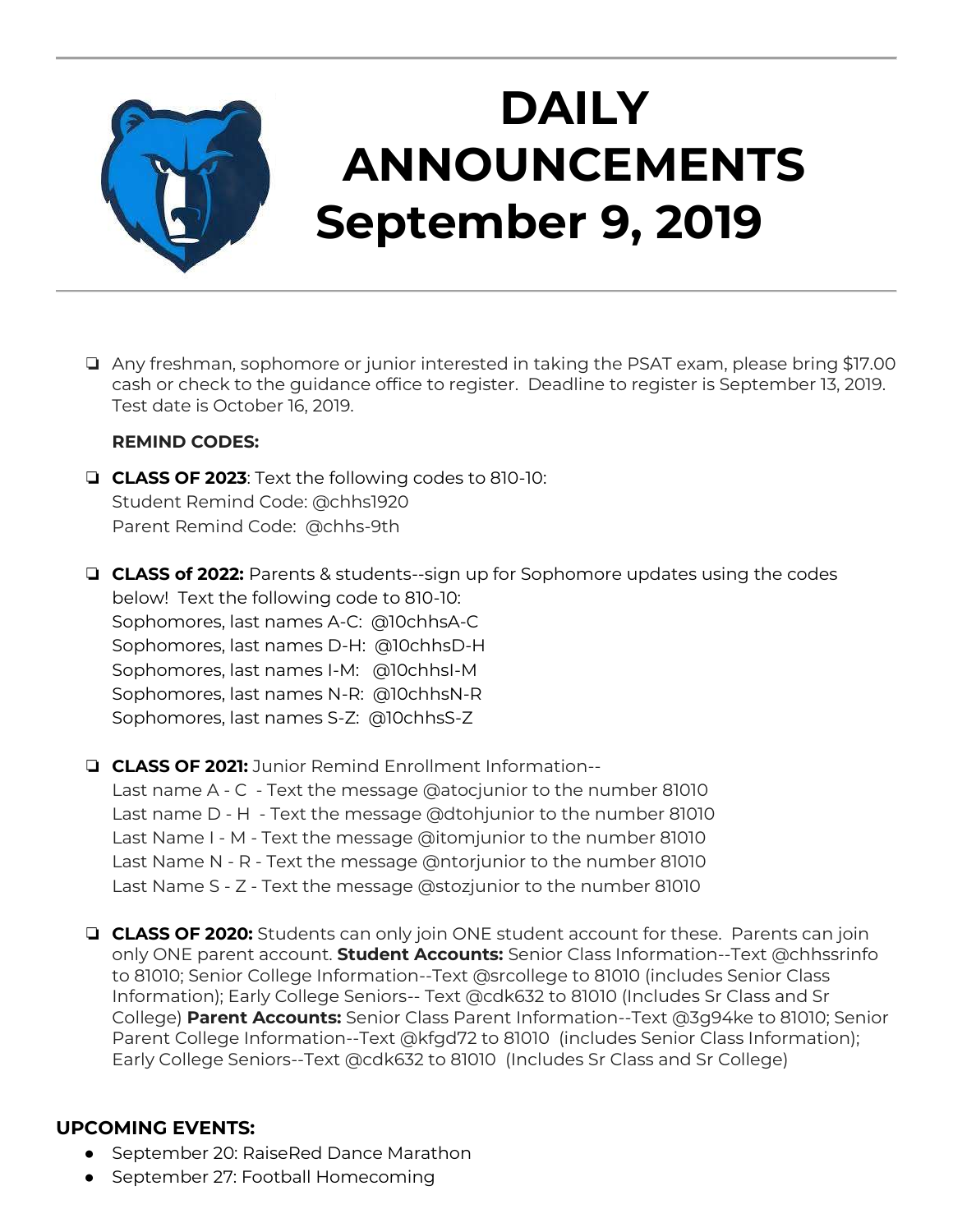# DAILY ANNOUNCEMENTS September 9, 2019

- Any freshman, sophomore or junior interested in taking the PSAT exam, please bring $17.00 cash or check to the guidance office to register. Deadline to register is September 13, 2019. Test date is October 16, 2019.

  **REMIND CODES:**

- **CLASS OF 2023**: Text the following codes to 810-10:
  Student Remind Code: @chhs1920
  Parent Remind Code: @chhs-9th

- **CLASS of 2022:** Parents & students--sign up for Sophomore updates using the codes below! Text the following code to 810-10:
  Sophomores, last names A-C: @10chhsA-C
  Sophomores, last names D-H: @10chhsD-H
  Sophomores, last names I-M: @10chhsI-M
  Sophomores, last names N-R: @10chhsN-R
  Sophomores, last names S-Z: @10chhsS-Z

- **CLASS OF 2021:** Junior Remind Enrollment Information--
  Last name A - C - Text the message @atocjunior to the number 81010
  Last name D - H - Text the message @dtohjunior to the number 81010
  Last Name I - M - Text the message @itomjunior to the number 81010
  Last Name N - R - Text the message @ntorjunior to the number 81010
  Last Name S - Z - Text the message @stozjunior to the number 81010

- **CLASS OF 2020:** Students can only join ONE student account for these. Parents can join only ONE parent account. **Student Accounts:** Senior Class Information--Text @chhssrinfo to 81010; Senior College Information--Text @srcollege to 81010 (includes Senior Class Information); Early College Seniors-- Text @cdk632 to 81010 (Includes Sr Class and Sr College) **Parent Accounts:** Senior Class Parent Information--Text @3g94ke to 81010; Senior Parent College Information--Text @kfgd72 to 81010 (includes Senior Class Information); Early College Seniors--Text @cdk632 to 81010 (Includes Sr Class and Sr College)

**UPCOMING EVENTS:**

- September 20: RaiseRed Dance Marathon
- September 27: Football Homecoming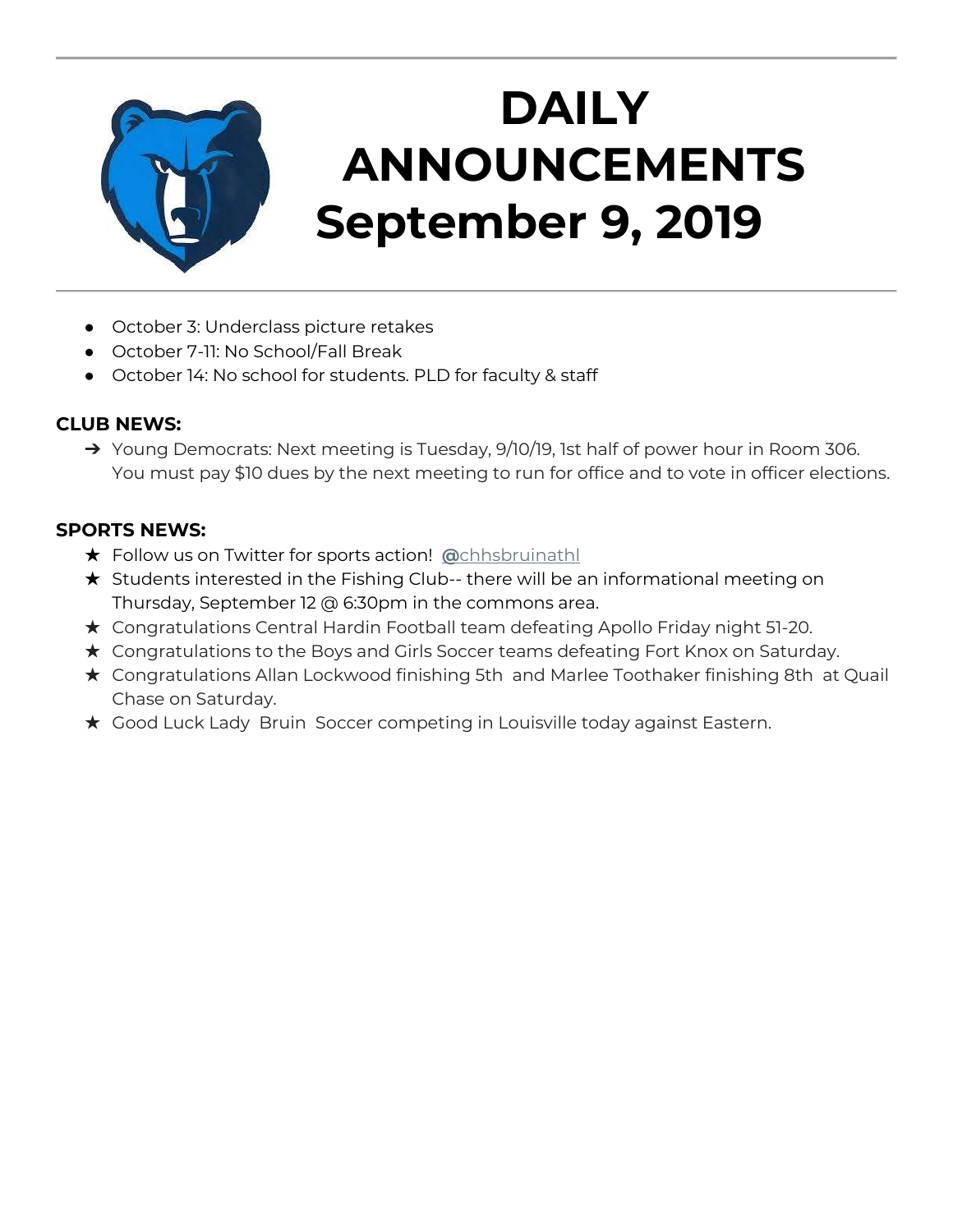# DAILY ANNOUNCEMENTS September 9, 2019

- October 3: Underclass picture retakes
- October 7-11: No School/Fall Break
- October 14: No school for students. PLD for faculty & staff

**CLUB NEWS:**

- Young Democrats: Next meeting is Tuesday, 9/10/19, 1st half of power hour in Room 306. You must pay $10 dues by the next meeting to run for office and to vote in officer elections.

**SPORTS NEWS:**

- Follow us on Twitter for sports action! @chhsbruinathl
- Students interested in the Fishing Club-- there will be an informational meeting on Thursday, September 12 @ 6:30pm in the commons area.
- Congratulations Central Hardin Football team defeating Apollo Friday night 51-20.
- Congratulations to the Boys and Girls Soccer teams defeating Fort Knox on Saturday.
- Congratulations Allan Lockwood finishing 5th and Marlee Toothaker finishing 8th at Quail Chase on Saturday.
- Good Luck Lady Bruin Soccer competing in Louisville today against Eastern.